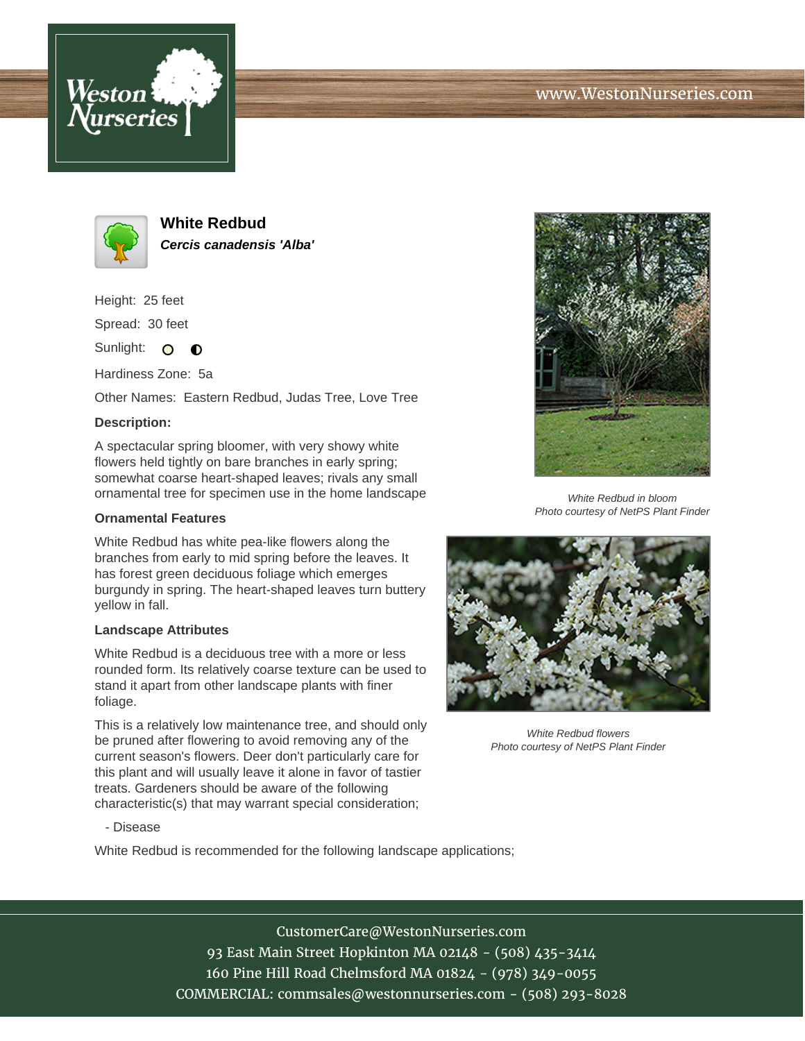# White Redbud

***Cercis canadensis 'Alba'***

Height: 25 feet

Spread: 30 feet

Sunlight:

Hardiness Zone: 5a

Other Names: Eastern Redbud, Judas Tree, Love Tree

**Description:**

A spectacular spring bloomer, with very showy white flowers held tightly on bare branches in early spring; somewhat coarse heart-shaped leaves; rivals any small ornamental tree for specimen use in the home landscape

*White Redbud in bloom*
*Photo courtesy of NetPS Plant Finder*

**Ornamental Features**

White Redbud has white pea-like flowers along the branches from early to mid spring before the leaves. It has forest green deciduous foliage which emerges burgundy in spring. The heart-shaped leaves turn buttery yellow in fall.

*White Redbud flowers*
*Photo courtesy of NetPS Plant Finder*

**Landscape Attributes**

White Redbud is a deciduous tree with a more or less rounded form. Its relatively coarse texture can be used to stand it apart from other landscape plants with finer foliage.

This is a relatively low maintenance tree, and should only be pruned after flowering to avoid removing any of the current season's flowers. Deer don't particularly care for this plant and will usually leave it alone in favor of tastier treats. Gardeners should be aware of the following characteristic(s) that may warrant special consideration;

- Disease

White Redbud is recommended for the following landscape applications;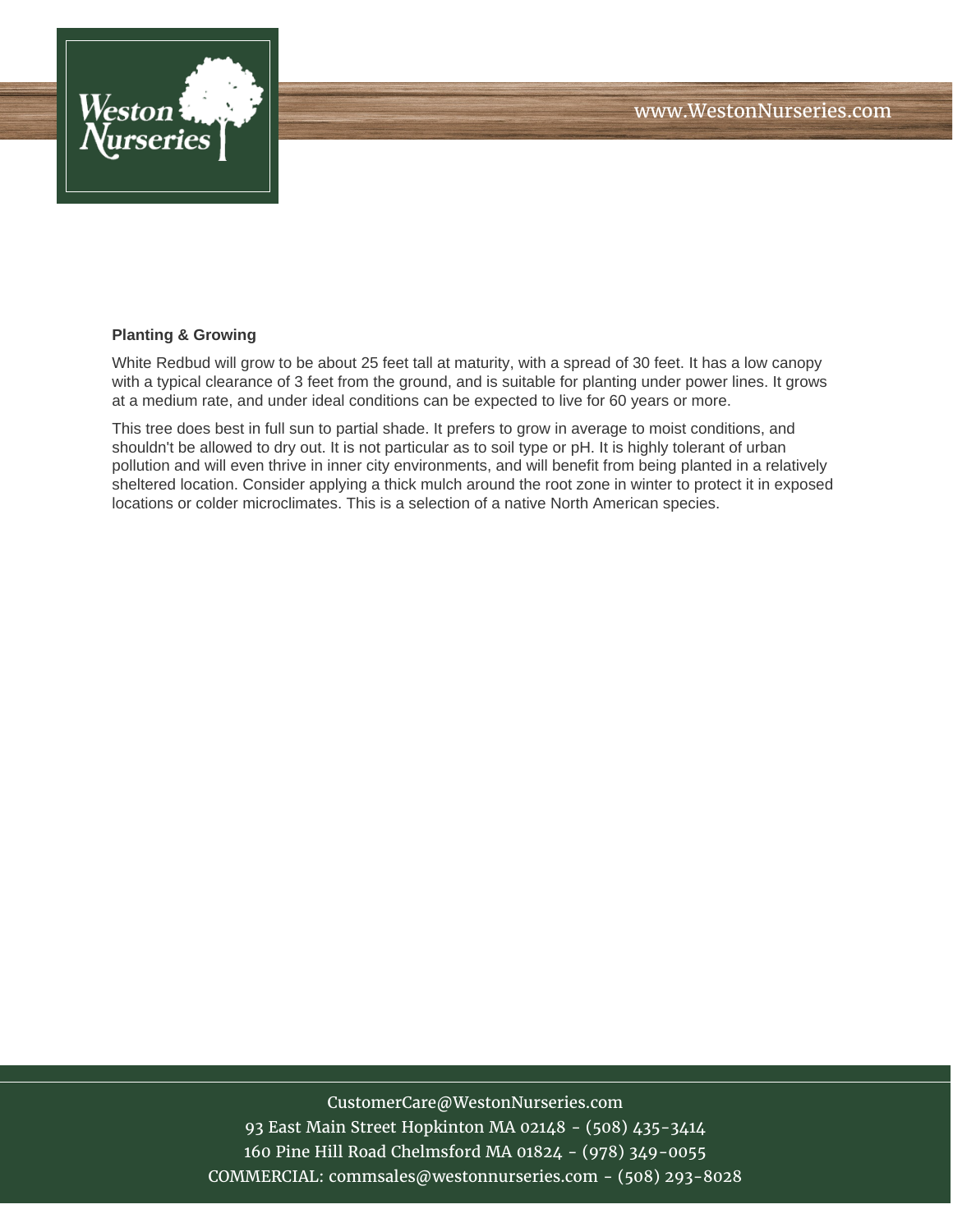### Planting & Growing

White Redbud will grow to be about 25 feet tall at maturity, with a spread of 30 feet. It has a low canopy with a typical clearance of 3 feet from the ground, and is suitable for planting under power lines. It grows at a medium rate, and under ideal conditions can be expected to live for 60 years or more.

This tree does best in full sun to partial shade. It prefers to grow in average to moist conditions, and shouldn't be allowed to dry out. It is not particular as to soil type or pH. It is highly tolerant of urban pollution and will even thrive in inner city environments, and will benefit from being planted in a relatively sheltered location. Consider applying a thick mulch around the root zone in winter to protect it in exposed locations or colder microclimates. This is a selection of a native North American species.